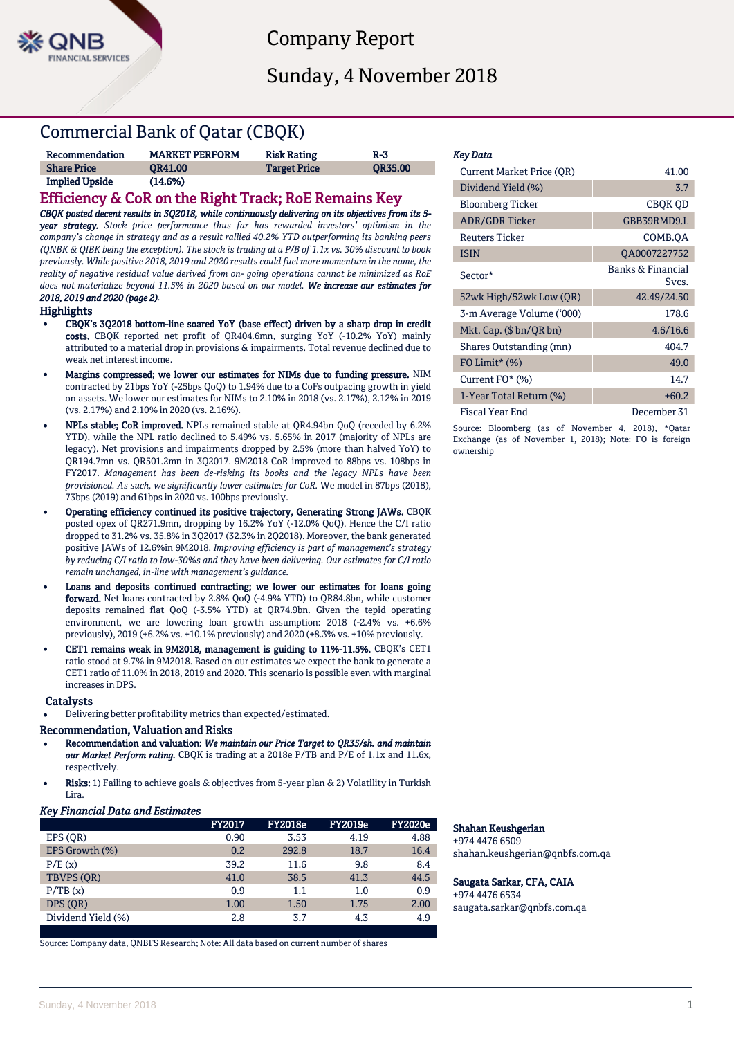# Company Report

Sunday, 4 November 2018

## Commercial Bank of Qatar (CBQK)

| Recommendation | MARKET PERFORM | Risk Rating | R-3 |
|---|---|---|---|
| Share Price | QR41.00 | Target Price | QR35.00 |
| Implied Upside | (14.6%) | | |

## Efficiency & CoR on the Right Track; RoE Remains Key

***CBQK posted decent results in 3Q2018, while continuously delivering on its objectives from its 5-year strategy.*** *Stock price performance thus far has rewarded investors' optimism in the company's change in strategy and as a result rallied 40.2% YTD outperforming its banking peers (QNBK & QIBK being the exception). The stock is trading at a P/B of 1.1x vs. 30% discount to book previously. While positive 2018, 2019 and 2020 results could fuel more momentum in the name, the reality of negative residual value derived from on- going operations cannot be materialized as RoE does not materialize beyond 11.5% in 2020 based on our model.* ***We increase our estimates for 2018, 2019 and 2020 (page 2).***

### Highlights

- **CBQK's 3Q2018 bottom-line soared YoY (base effect) driven by a sharp drop in credit costs.** CBQK reported net profit of QR404.6mn, surging YoY (-10.2% YoY) mainly attributed to a material drop in provisions & impairments. Total revenue declined due to weak net interest income.
- **Margins compressed; we lower our estimates for NIMs due to funding pressure.** NIM contracted by 21bps YoY (-25bps QoQ) to 1.94% due to a CoFs outpacing growth in yield on assets. We lower our estimates for NIMs to 2.10% in 2018 (vs. 2.17%), 2.12% in 2019 (vs. 2.17%) and 2.10% in 2020 (vs. 2.16%).
- **NPLs stable; CoR improved.** NPLs remained stable at QR4.94bn QoQ (receded by 6.2% YTD), while the NPL ratio declined to 5.49% vs. 5.65% in 2017 (majority of NPLs are legacy). Net provisions and impairments dropped by 2.5% (more than halved YoY) to QR194.7mn vs. QR501.2mn in 3Q2017. 9M2018 CoR improved to 88bps vs. 108bps in FY2017. *Management has been de-risking its books and the legacy NPLs have been provisioned. As such, we significantly lower estimates for CoR.* We model in 87bps (2018), 73bps (2019) and 61bps in 2020 vs. 100bps previously.
- **Operating efficiency continued its positive trajectory, Generating Strong JAWs.** CBQK posted opex of QR271.9mn, dropping by 16.2% YoY (-12.0% QoQ). Hence the C/I ratio dropped to 31.2% vs. 35.8% in 3Q2017 (32.3% in 2Q2018). Moreover, the bank generated positive JAWs of 12.6%in 9M2018. *Improving efficiency is part of management's strategy by reducing C/I ratio to low-30%s and they have been delivering. Our estimates for C/I ratio remain unchanged, in-line with management's guidance.*
- **Loans and deposits continued contracting; we lower our estimates for loans going forward.** Net loans contracted by 2.8% QoQ (-4.9% YTD) to QR84.8bn, while customer deposits remained flat QoQ (-3.5% YTD) at QR74.9bn. Given the tepid operating environment, we are lowering loan growth assumption: 2018 (-2.4% vs. +6.6% previously), 2019 (+6.2% vs. +10.1% previously) and 2020 (+8.3% vs. +10% previously.
- **CET1 remains weak in 9M2018, management is guiding to 11%-11.5%.** CBQK's CET1 ratio stood at 9.7% in 9M2018. Based on our estimates we expect the bank to generate a CET1 ratio of 11.0% in 2018, 2019 and 2020. This scenario is possible even with marginal increases in DPS.

### Catalysts

- Delivering better profitability metrics than expected/estimated.

### Recommendation, Valuation and Risks

- **Recommendation and valuation:** ***We maintain our Price Target to QR35/sh. and maintain our Market Perform rating.*** CBQK is trading at a 2018e P/TB and P/E of 1.1x and 11.6x, respectively.
- **Risks:** 1) Failing to achieve goals & objectives from 5-year plan & 2) Volatility in Turkish Lira.

### *Key Financial Data and Estimates*

| | FY2017 | FY2018e | FY2019e | FY2020e |
|---|---|---|---|---|
| EPS (QR) | 0.90 | 3.53 | 4.19 | 4.88 |
| EPS Growth (%) | 0.2 | 292.8 | 18.7 | 16.4 |
| P/E (x) | 39.2 | 11.6 | 9.8 | 8.4 |
| TBVPS (QR) | 41.0 | 38.5 | 41.3 | 44.5 |
| P/TB (x) | 0.9 | 1.1 | 1.0 | 0.9 |
| DPS (QR) | 1.00 | 1.50 | 1.75 | 2.00 |
| Dividend Yield (%) | 2.8 | 3.7 | 4.3 | 4.9 |

Source: Company data, QNBFS Research; Note: All data based on current number of shares

### *Key Data*

| | |
|---|---|
| Current Market Price (QR) | 41.00 |
| Dividend Yield (%) | 3.7 |
| Bloomberg Ticker | CBQK QD |
| ADR/GDR Ticker | GBB39RMD9.L |
| Reuters Ticker | COMB.QA |
| ISIN | QA0007227752 |
| Sector* | Banks & Financial Svcs. |
| 52wk High/52wk Low (QR) | 42.49/24.50 |
| 3-m Average Volume ('000) | 178.6 |
| Mkt. Cap. ($ bn/QR bn) | 4.6/16.6 |
| Shares Outstanding (mn) | 404.7 |
| FO Limit* (%) | 49.0 |
| Current FO* (%) | 14.7 |
| 1-Year Total Return (%) | +60.2 |
| Fiscal Year End | December 31 |

Source: Bloomberg (as of November 4, 2018), *Qatar Exchange (as of November 1, 2018); Note: FO is foreign ownership

**Shahan Keushgerian**
+974 4476 6509
shahan.keushgerian@qnbfs.com.qa

**Saugata Sarkar, CFA, CAIA**
+974 4476 6534
saugata.sarkar@qnbfs.com.qa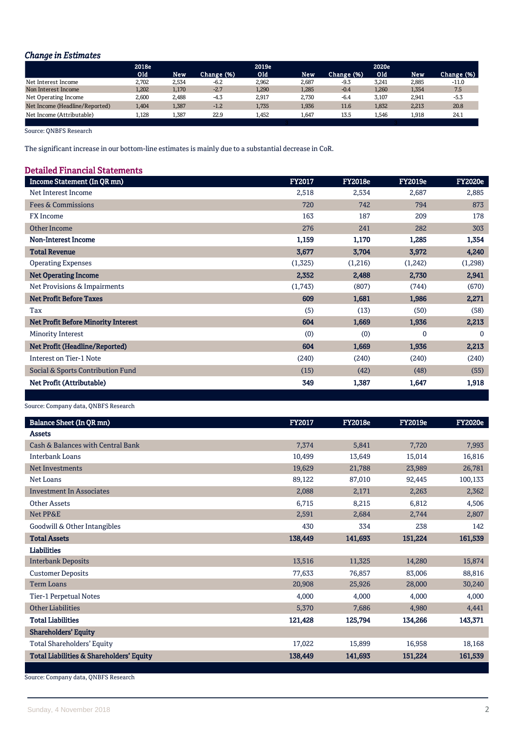### *Change in Estimates*

| | 2018e Old | New | Change (%) | 2019e Old | New | Change (%) | 2020e Old | New | Change (%) |
|---|---|---|---|---|---|---|---|---|---|
| Net Interest Income | 2,702 | 2,534 | -6.2 | 2,962 | 2,687 | -9.3 | 3,241 | 2,885 | -11.0 |
| Non Interest Income | 1,202 | 1,170 | -2.7 | 1,290 | 1,285 | -0.4 | 1,260 | 1,354 | 7.5 |
| Net Operating Income | 2,600 | 2,488 | -4.3 | 2,917 | 2,730 | -6.4 | 3,107 | 2,941 | -5.3 |
| Net Income (Headline/Reported) | 1,404 | 1,387 | -1.2 | 1,735 | 1,936 | 11.6 | 1,832 | 2,213 | 20.8 |
| Net Income (Attributable) | 1,128 | 1,387 | 22.9 | 1,452 | 1,647 | 13.5 | 1,546 | 1,918 | 24.1 |

Source: QNBFS Research

The significant increase in our bottom-line estimates is mainly due to a substantial decrease in CoR.

## Detailed Financial Statements

| Income Statement (In QR mn) | FY2017 | FY2018e | FY2019e | FY2020e |
|---|---|---|---|---|
| Net Interest Income | 2,518 | 2,534 | 2,687 | 2,885 |
| Fees & Commissions | 720 | 742 | 794 | 873 |
| FX Income | 163 | 187 | 209 | 178 |
| Other Income | 276 | 241 | 282 | 303 |
| **Non-Interest Income** | **1,159** | **1,170** | **1,285** | **1,354** |
| **Total Revenue** | **3,677** | **3,704** | **3,972** | **4,240** |
| Operating Expenses | (1,325) | (1,216) | (1,242) | (1,298) |
| **Net Operating Income** | **2,352** | **2,488** | **2,730** | **2,941** |
| Net Provisions & Impairments | (1,743) | (807) | (744) | (670) |
| **Net Profit Before Taxes** | **609** | **1,681** | **1,986** | **2,271** |
| Tax | (5) | (13) | (50) | (58) |
| **Net Profit Before Minority Interest** | **604** | **1,669** | **1,936** | **2,213** |
| Minority Interest | (0) | (0) | 0 | 0 |
| **Net Profit (Headline/Reported)** | **604** | **1,669** | **1,936** | **2,213** |
| Interest on Tier-1 Note | (240) | (240) | (240) | (240) |
| Social & Sports Contribution Fund | (15) | (42) | (48) | (55) |
| **Net Profit (Attributable)** | **349** | **1,387** | **1,647** | **1,918** |

Source: Company data, QNBFS Research

| Balance Sheet (In QR mn) | FY2017 | FY2018e | FY2019e | FY2020e |
|---|---|---|---|---|
| **Assets** | | | | |
| Cash & Balances with Central Bank | 7,374 | 5,841 | 7,720 | 7,993 |
| Interbank Loans | 10,499 | 13,649 | 15,014 | 16,816 |
| Net Investments | 19,629 | 21,788 | 23,989 | 26,781 |
| Net Loans | 89,122 | 87,010 | 92,445 | 100,133 |
| Investment In Associates | 2,088 | 2,171 | 2,263 | 2,362 |
| Other Assets | 6,715 | 8,215 | 6,812 | 4,506 |
| Net PP&E | 2,591 | 2,684 | 2,744 | 2,807 |
| Goodwill & Other Intangibles | 430 | 334 | 238 | 142 |
| **Total Assets** | **138,449** | **141,693** | **151,224** | **161,539** |
| **Liabilities** | | | | |
| Interbank Deposits | 13,516 | 11,325 | 14,280 | 15,874 |
| Customer Deposits | 77,633 | 76,857 | 83,006 | 88,816 |
| Term Loans | 20,908 | 25,926 | 28,000 | 30,240 |
| Tier-1 Perpetual Notes | 4,000 | 4,000 | 4,000 | 4,000 |
| Other Liabilities | 5,370 | 7,686 | 4,980 | 4,441 |
| **Total Liabilities** | **121,428** | **125,794** | **134,266** | **143,371** |
| **Shareholders' Equity** | | | | |
| Total Shareholders' Equity | 17,022 | 15,899 | 16,958 | 18,168 |
| **Total Liabilities & Shareholders' Equity** | **138,449** | **141,693** | **151,224** | **161,539** |

Source: Company data, QNBFS Research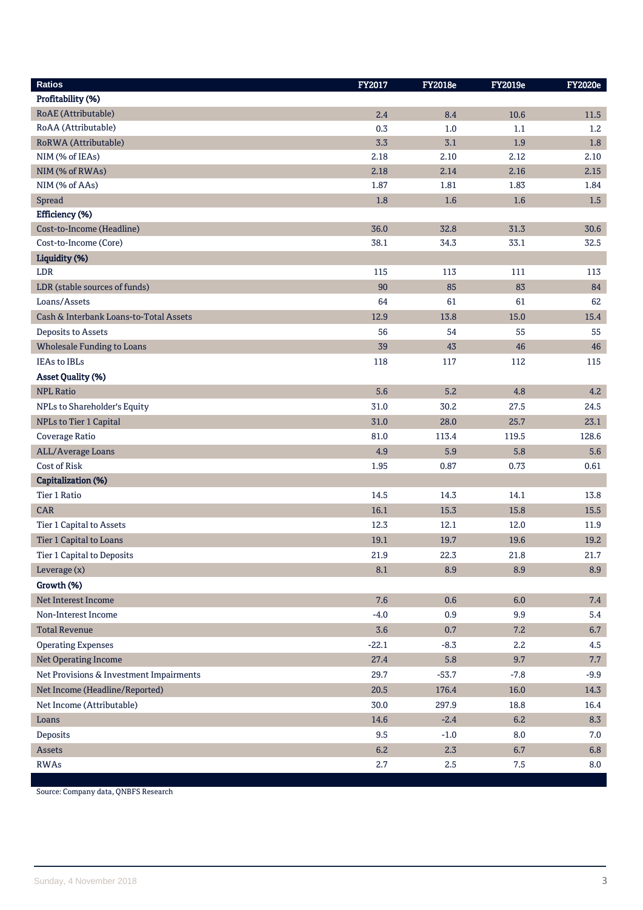| Ratios | FY2017 | FY2018e | FY2019e | FY2020e |
|---|---|---|---|---|
| **Profitability (%)** | | | | |
| RoAE (Attributable) | 2.4 | 8.4 | 10.6 | 11.5 |
| RoAA (Attributable) | 0.3 | 1.0 | 1.1 | 1.2 |
| RoRWA (Attributable) | 3.3 | 3.1 | 1.9 | 1.8 |
| NIM (% of IEAs) | 2.18 | 2.10 | 2.12 | 2.10 |
| NIM (% of RWAs) | 2.18 | 2.14 | 2.16 | 2.15 |
| NIM (% of AAs) | 1.87 | 1.81 | 1.83 | 1.84 |
| Spread | 1.8 | 1.6 | 1.6 | 1.5 |
| **Efficiency (%)** | | | | |
| Cost-to-Income (Headline) | 36.0 | 32.8 | 31.3 | 30.6 |
| Cost-to-Income (Core) | 38.1 | 34.3 | 33.1 | 32.5 |
| **Liquidity (%)** | | | | |
| LDR | 115 | 113 | 111 | 113 |
| LDR (stable sources of funds) | 90 | 85 | 83 | 84 |
| Loans/Assets | 64 | 61 | 61 | 62 |
| Cash & Interbank Loans-to-Total Assets | 12.9 | 13.8 | 15.0 | 15.4 |
| Deposits to Assets | 56 | 54 | 55 | 55 |
| Wholesale Funding to Loans | 39 | 43 | 46 | 46 |
| IEAs to IBLs | 118 | 117 | 112 | 115 |
| **Asset Quality (%)** | | | | |
| NPL Ratio | 5.6 | 5.2 | 4.8 | 4.2 |
| NPLs to Shareholder's Equity | 31.0 | 30.2 | 27.5 | 24.5 |
| NPLs to Tier 1 Capital | 31.0 | 28.0 | 25.7 | 23.1 |
| Coverage Ratio | 81.0 | 113.4 | 119.5 | 128.6 |
| ALL/Average Loans | 4.9 | 5.9 | 5.8 | 5.6 |
| Cost of Risk | 1.95 | 0.87 | 0.73 | 0.61 |
| **Capitalization (%)** | | | | |
| Tier 1 Ratio | 14.5 | 14.3 | 14.1 | 13.8 |
| CAR | 16.1 | 15.3 | 15.8 | 15.5 |
| Tier 1 Capital to Assets | 12.3 | 12.1 | 12.0 | 11.9 |
| Tier 1 Capital to Loans | 19.1 | 19.7 | 19.6 | 19.2 |
| Tier 1 Capital to Deposits | 21.9 | 22.3 | 21.8 | 21.7 |
| Leverage (x) | 8.1 | 8.9 | 8.9 | 8.9 |
| **Growth (%)** | | | | |
| Net Interest Income | 7.6 | 0.6 | 6.0 | 7.4 |
| Non-Interest Income | -4.0 | 0.9 | 9.9 | 5.4 |
| Total Revenue | 3.6 | 0.7 | 7.2 | 6.7 |
| Operating Expenses | -22.1 | -8.3 | 2.2 | 4.5 |
| Net Operating Income | 27.4 | 5.8 | 9.7 | 7.7 |
| Net Provisions & Investment Impairments | 29.7 | -53.7 | -7.8 | -9.9 |
| Net Income (Headline/Reported) | 20.5 | 176.4 | 16.0 | 14.3 |
| Net Income (Attributable) | 30.0 | 297.9 | 18.8 | 16.4 |
| Loans | 14.6 | -2.4 | 6.2 | 8.3 |
| Deposits | 9.5 | -1.0 | 8.0 | 7.0 |
| Assets | 6.2 | 2.3 | 6.7 | 6.8 |
| RWAs | 2.7 | 2.5 | 7.5 | 8.0 |

Source: Company data, QNBFS Research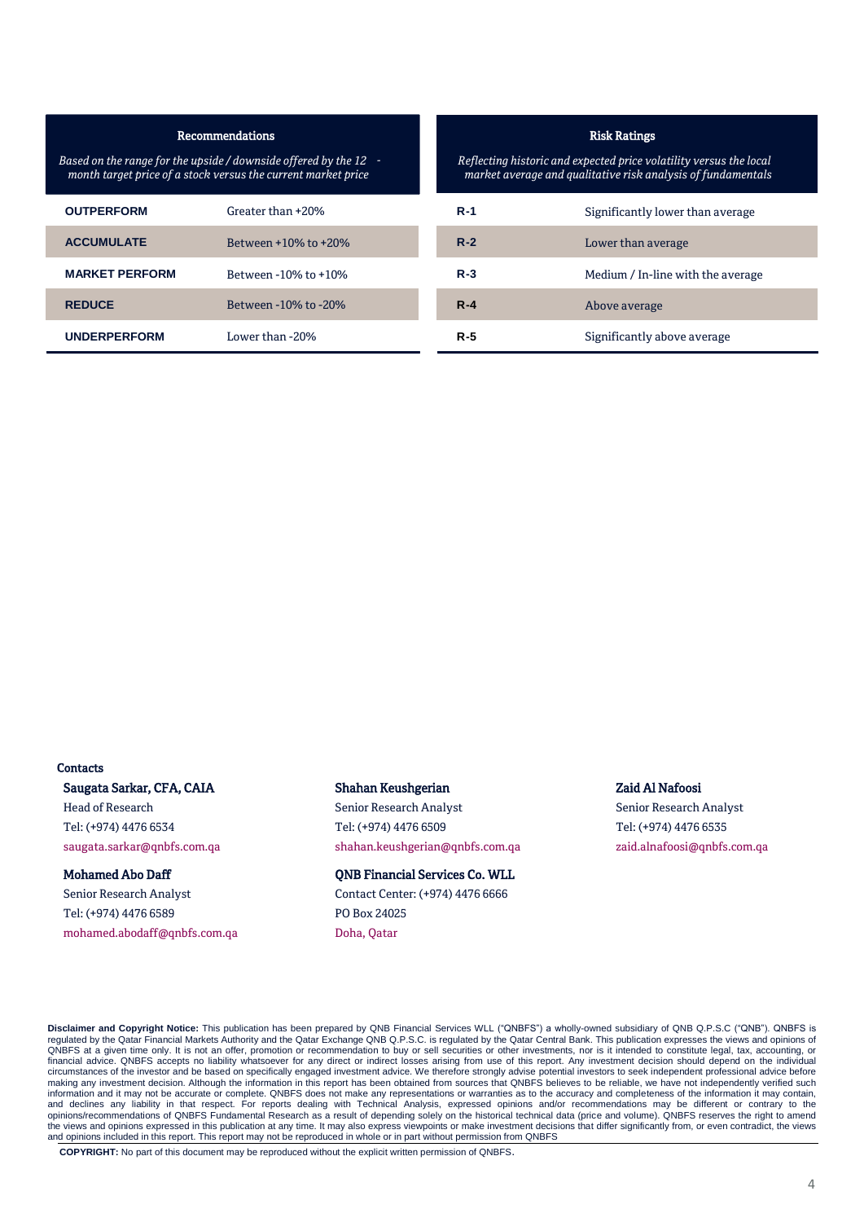| Recommendations | |
|---|---|
| *Based on the range for the upside / downside offered by the 12 - month target price of a stock versus the current market price* | |
| **OUTPERFORM** | Greater than +20% |
| **ACCUMULATE** | Between +10% to +20% |
| **MARKET PERFORM** | Between -10% to +10% |
| **REDUCE** | Between -10% to -20% |
| **UNDERPERFORM** | Lower than -20% |

| Risk Ratings | |
|---|---|
| *Reflecting historic and expected price volatility versus the local market average and qualitative risk analysis of fundamentals* | |
| **R-1** | Significantly lower than average |
| **R-2** | Lower than average |
| **R-3** | Medium / In-line with the average |
| **R-4** | Above average |
| **R-5** | Significantly above average |

**Contacts**

**Saugata Sarkar, CFA, CAIA**
Head of Research
Tel: (+974) 4476 6534
saugata.sarkar@qnbfs.com.qa

**Shahan Keushgerian**
Senior Research Analyst
Tel: (+974) 4476 6509
shahan.keushgerian@qnbfs.com.qa

**Zaid Al Nafoosi**
Senior Research Analyst
Tel: (+974) 4476 6535
zaid.alnafoosi@qnbfs.com.qa

**Mohamed Abo Daff**
Senior Research Analyst
Tel: (+974) 4476 6589
mohamed.abodaff@qnbfs.com.qa

**QNB Financial Services Co. WLL**
Contact Center: (+974) 4476 6666
PO Box 24025
Doha, Qatar

**Disclaimer and Copyright Notice:** This publication has been prepared by QNB Financial Services WLL ("QNBFS") a wholly-owned subsidiary of QNB Q.P.S.C ("QNB"). QNBFS is regulated by the Qatar Financial Markets Authority and the Qatar Exchange QNB Q.P.S.C. is regulated by the Qatar Central Bank. This publication expresses the views and opinions of QNBFS at a given time only. It is not an offer, promotion or recommendation to buy or sell securities or other investments, nor is it intended to constitute legal, tax, accounting, or financial advice. QNBFS accepts no liability whatsoever for any direct or indirect losses arising from use of this report. Any investment decision should depend on the individual circumstances of the investor and be based on specifically engaged investment advice. We therefore strongly advise potential investors to seek independent professional advice before making any investment decision. Although the information in this report has been obtained from sources that QNBFS believes to be reliable, we have not independently verified such information and it may not be accurate or complete. QNBFS does not make any representations or warranties as to the accuracy and completeness of the information it may contain, and declines any liability in that respect. For reports dealing with Technical Analysis, expressed opinions and/or recommendations may be different or contrary to the opinions/recommendations of QNBFS Fundamental Research as a result of depending solely on the historical technical data (price and volume). QNBFS reserves the right to amend the views and opinions expressed in this publication at any time. It may also express viewpoints or make investment decisions that differ significantly from, or even contradict, the views and opinions included in this report. This report may not be reproduced in whole or in part without permission from QNBFS

**COPYRIGHT:** No part of this document may be reproduced without the explicit written permission of QNBFS.